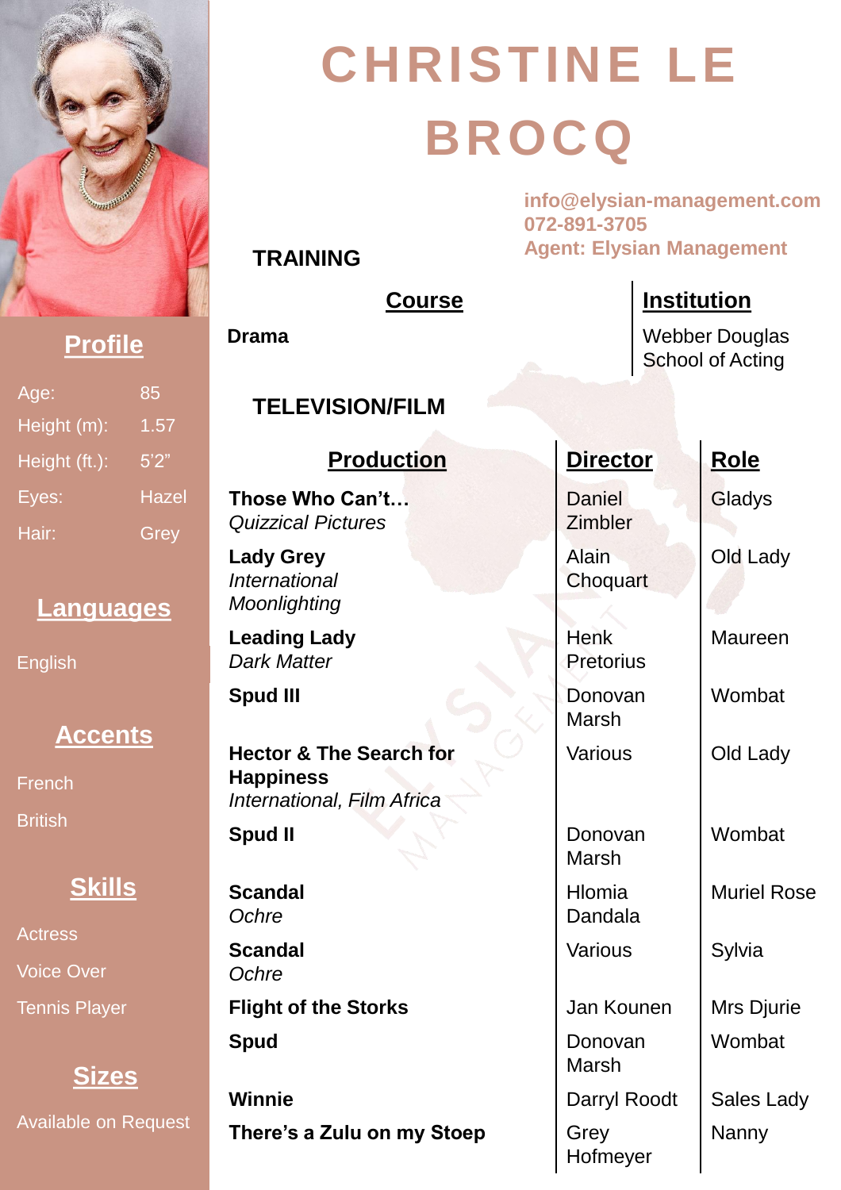# CHRISTINE LE BROCQ

**info@elysian-management.com**
**072-891-3705**
**Agent: Elysian Management**

## Profile

| | |
|---|---|
| Age: | 85 |
| Height (m): | 1.57 |
| Height (ft.): | 5'2" |
| Eyes: | Hazel |
| Hair: | Grey |

## Languages

English

## Accents

French

British

## Skills

Actress

Voice Over

Tennis Player

## Sizes

Available on Request

## TRAINING

| Course | Institution |
|---|---|
| **Drama** | Webber Douglas School of Acting |

## TELEVISION/FILM

| Production | Director | Role |
|---|---|---|
| **Those Who Can't…** *Quizzical Pictures* | Daniel Zimbler | Gladys |
| **Lady Grey** *International Moonlighting* | Alain Choquart | Old Lady |
| **Leading Lady** *Dark Matter* | Henk Pretorius | Maureen |
| **Spud III** | Donovan Marsh | Wombat |
| **Hector & The Search for Happiness** *International, Film Africa* | Various | Old Lady |
| **Spud II** | Donovan Marsh | Wombat |
| **Scandal** *Ochre* | Hlomia Dandala | Muriel Rose |
| **Scandal** *Ochre* | Various | Sylvia |
| **Flight of the Storks** | Jan Kounen | Mrs Djurie |
| **Spud** | Donovan Marsh | Wombat |
| **Winnie** | Darryl Roodt | Sales Lady |
| **There's a Zulu on my Stoep** | Grey Hofmeyer | Nanny |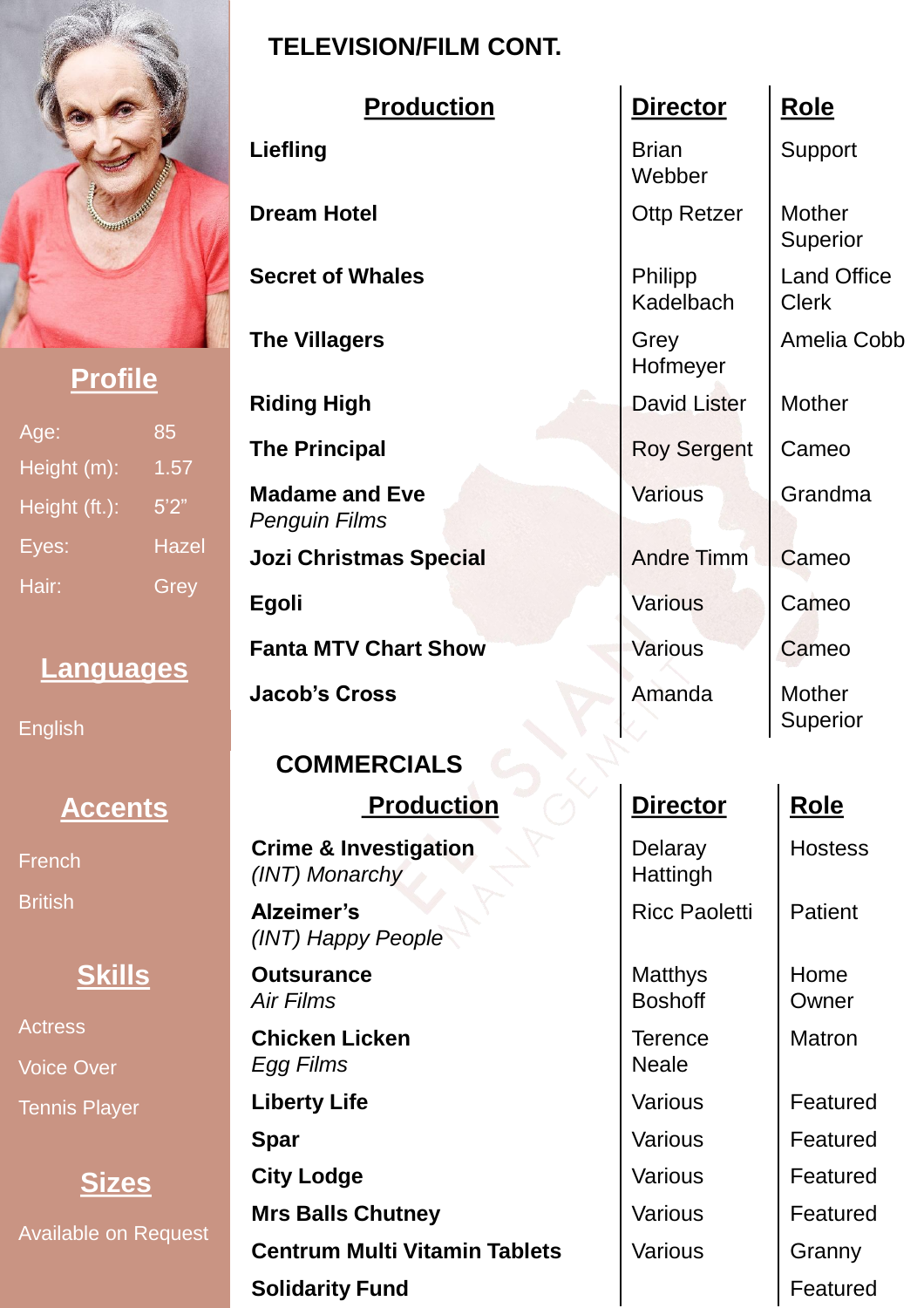## Profile

| | |
|---|---|
| Age: | 85 |
| Height (m): | 1.57 |
| Height (ft.): | 5'2" |
| Eyes: | Hazel |
| Hair: | Grey |

## Languages

English

## Accents

French

British

## Skills

Actress

Voice Over

Tennis Player

## Sizes

Available on Request

## TELEVISION/FILM CONT.

| Production | Director | Role |
|---|---|---|
| **Liefling** | Brian Webber | Support |
| **Dream Hotel** | Ottp Retzer | Mother Superior |
| **Secret of Whales** | Philipp Kadelbach | Land Office Clerk |
| **The Villagers** | Grey Hofmeyer | Amelia Cobb |
| **Riding High** | David Lister | Mother |
| **The Principal** | Roy Sergent | Cameo |
| **Madame and Eve** *Penguin Films* | Various | Grandma |
| **Jozi Christmas Special** | Andre Timm | Cameo |
| **Egoli** | Various | Cameo |
| **Fanta MTV Chart Show** | Various | Cameo |
| **Jacob's Cross** | Amanda | Mother Superior |

## COMMERCIALS

| Production | Director | Role |
|---|---|---|
| **Crime & Investigation** *(INT) Monarchy* | Delaray Hattingh | Hostess |
| **Alzeimer's** *(INT) Happy People* | Ricc Paoletti | Patient |
| **Outsurance** *Air Films* | Matthys Boshoff | Home Owner |
| **Chicken Licken** *Egg Films* | Terence Neale | Matron |
| **Liberty Life** | Various | Featured |
| **Spar** | Various | Featured |
| **City Lodge** | Various | Featured |
| **Mrs Balls Chutney** | Various | Featured |
| **Centrum Multi Vitamin Tablets** | Various | Granny |
| **Solidarity Fund** | | Featured |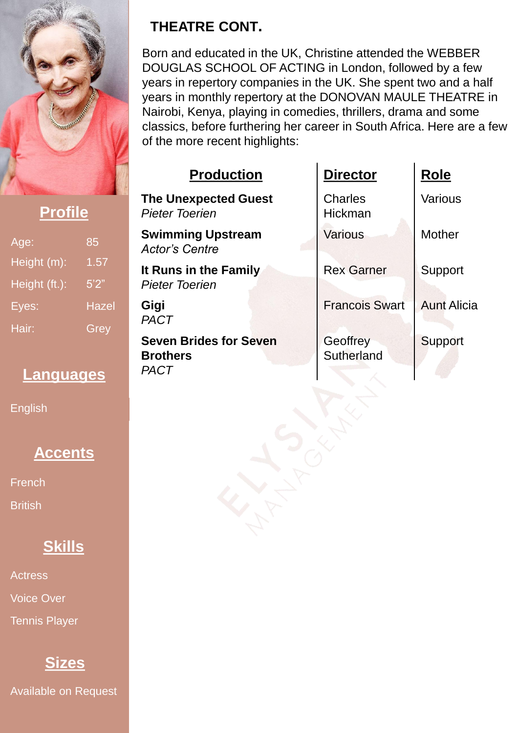## Profile

| | |
|---|---|
| Age: | 85 |
| Height (m): | 1.57 |
| Height (ft.): | 5'2" |
| Eyes: | Hazel |
| Hair: | Grey |

## Languages

English

## Accents

French

British

## Skills

Actress

Voice Over

Tennis Player

## Sizes

Available on Request

# THEATRE CONT.

Born and educated in the UK, Christine attended the WEBBER DOUGLAS SCHOOL OF ACTING in London, followed by a few years in repertory companies in the UK. She spent two and a half years in monthly repertory at the DONOVAN MAULE THEATRE in Nairobi, Kenya, playing in comedies, thrillers, drama and some classics, before furthering her career in South Africa. Here are a few of the more recent highlights:

| Production | Director | Role |
|---|---|---|
| **The Unexpected Guest** *Pieter Toerien* | Charles Hickman | Various |
| **Swimming Upstream** *Actor's Centre* | Various | Mother |
| **It Runs in the Family** *Pieter Toerien* | Rex Garner | Support |
| **Gigi** *PACT* | Francois Swart | Aunt Alicia |
| **Seven Brides for Seven Brothers** *PACT* | Geoffrey Sutherland | Support |